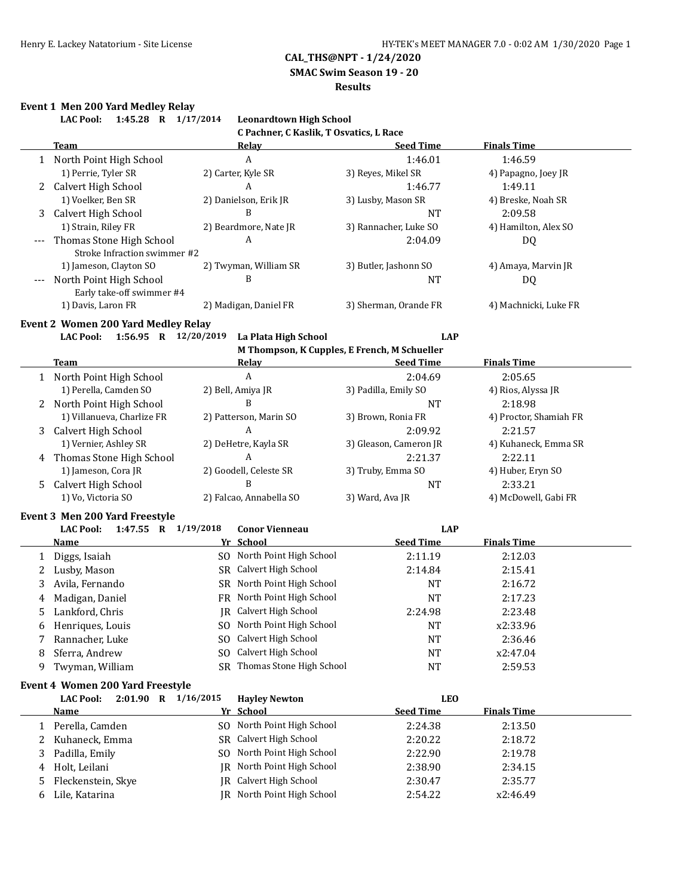# CAL_THS@NPT - 1/24/2020

## SMAC Swim Season 19 - 20

## Results

### Event 1 Men 200 Yard Medley Relay

**LAC Pool: 1:45.28 R 1/17/2014 Leonardtown High School**
**C Pachner, C Kaslik, T Osvatics, L Race**

| | Team | Relay | Seed Time | Finals Time |
|---|---|---|---|---|
| 1 | North Point High School | A | 1:46.01 | 1:46.59 |
| | 1) Perrie, Tyler SR | 2) Carter, Kyle SR | 3) Reyes, Mikel SR | 4) Papagno, Joey JR |
| 2 | Calvert High School | A | 1:46.77 | 1:49.11 |
| | 1) Voelker, Ben SR | 2) Danielson, Erik JR | 3) Lusby, Mason SR | 4) Breske, Noah SR |
| 3 | Calvert High School | B | NT | 2:09.58 |
| | 1) Strain, Riley FR | 2) Beardmore, Nate JR | 3) Rannacher, Luke SO | 4) Hamilton, Alex SO |
| --- | Thomas Stone High School | A | 2:04.09 | DQ |
| | Stroke Infraction swimmer #2 | | | |
| | 1) Jameson, Clayton SO | 2) Twyman, William SR | 3) Butler, Jashonn SO | 4) Amaya, Marvin JR |
| --- | North Point High School | B | NT | DQ |
| | Early take-off swimmer #4 | | | |
| | 1) Davis, Laron FR | 2) Madigan, Daniel FR | 3) Sherman, Orande FR | 4) Machnicki, Luke FR |

### Event 2 Women 200 Yard Medley Relay

**LAC Pool: 1:56.95 R 12/20/2019 La Plata High School LAP**
**M Thompson, K Cupples, E French, M Schueller**

| | Team | Relay | Seed Time | Finals Time |
|---|---|---|---|---|
| 1 | North Point High School | A | 2:04.69 | 2:05.65 |
| | 1) Perella, Camden SO | 2) Bell, Amiya JR | 3) Padilla, Emily SO | 4) Rios, Alyssa JR |
| 2 | North Point High School | B | NT | 2:18.98 |
| | 1) Villanueva, Charlize FR | 2) Patterson, Marin SO | 3) Brown, Ronia FR | 4) Proctor, Shamiah FR |
| 3 | Calvert High School | A | 2:09.92 | 2:21.57 |
| | 1) Vernier, Ashley SR | 2) DeHetre, Kayla SR | 3) Gleason, Cameron JR | 4) Kuhaneck, Emma SR |
| 4 | Thomas Stone High School | A | 2:21.37 | 2:22.11 |
| | 1) Jameson, Cora JR | 2) Goodell, Celeste SR | 3) Truby, Emma SO | 4) Huber, Eryn SO |
| 5 | Calvert High School | B | NT | 2:33.21 |
| | 1) Vo, Victoria SO | 2) Falcao, Annabella SO | 3) Ward, Ava JR | 4) McDowell, Gabi FR |

### Event 3 Men 200 Yard Freestyle

**LAC Pool: 1:47.55 R 1/19/2018 Conor Vienneau LAP**

| | Name | Yr | School | Seed Time | Finals Time |
|---|---|---|---|---|---|
| 1 | Diggs, Isaiah | SO | North Point High School | 2:11.19 | 2:12.03 |
| 2 | Lusby, Mason | SR | Calvert High School | 2:14.84 | 2:15.41 |
| 3 | Avila, Fernando | SR | North Point High School | NT | 2:16.72 |
| 4 | Madigan, Daniel | FR | North Point High School | NT | 2:17.23 |
| 5 | Lankford, Chris | JR | Calvert High School | 2:24.98 | 2:23.48 |
| 6 | Henriques, Louis | SO | North Point High School | NT | x2:33.96 |
| 7 | Rannacher, Luke | SO | Calvert High School | NT | 2:36.46 |
| 8 | Sferra, Andrew | SO | Calvert High School | NT | x2:47.04 |
| 9 | Twyman, William | SR | Thomas Stone High School | NT | 2:59.53 |

### Event 4 Women 200 Yard Freestyle

**LAC Pool: 2:01.90 R 1/16/2015 Hayley Newton LEO**

| | Name | Yr | School | Seed Time | Finals Time |
|---|---|---|---|---|---|
| 1 | Perella, Camden | SO | North Point High School | 2:24.38 | 2:13.50 |
| 2 | Kuhaneck, Emma | SR | Calvert High School | 2:20.22 | 2:18.72 |
| 3 | Padilla, Emily | SO | North Point High School | 2:22.90 | 2:19.78 |
| 4 | Holt, Leilani | JR | North Point High School | 2:38.90 | 2:34.15 |
| 5 | Fleckenstein, Skye | JR | Calvert High School | 2:30.47 | 2:35.77 |
| 6 | Lile, Katarina | JR | North Point High School | 2:54.22 | x2:46.49 |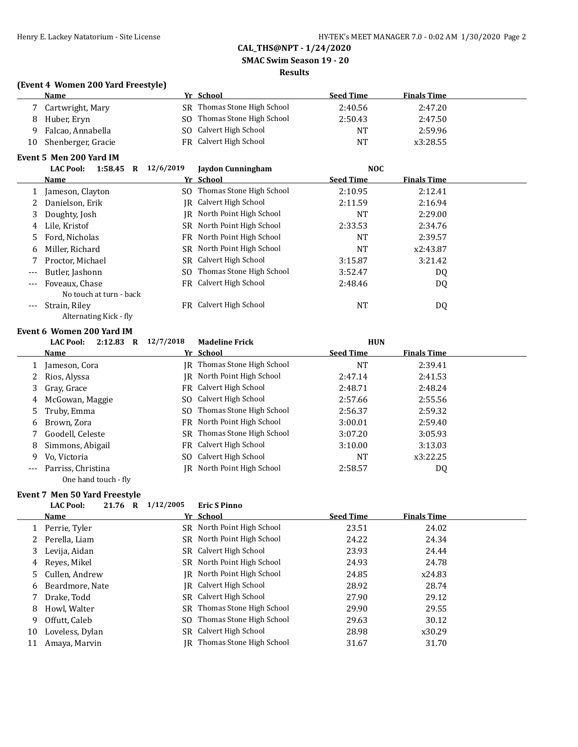**CAL_THS@NPT - 1/24/2020**

**SMAC Swim Season 19 - 20**

**Results**

### (Event 4 Women 200 Yard Freestyle)

| | Name | Yr | School | Seed Time | Finals Time |
|---|---|---|---|---|---|
| 7 | Cartwright, Mary | SR | Thomas Stone High School | 2:40.56 | 2:47.20 |
| 8 | Huber, Eryn | SO | Thomas Stone High School | 2:50.43 | 2:47.50 |
| 9 | Falcao, Annabella | SO | Calvert High School | NT | 2:59.96 |
| 10 | Shenberger, Gracie | FR | Calvert High School | NT | x3:28.55 |

### Event 5 Men 200 Yard IM

**LAC Pool: 1:58.45 R 12/6/2019 Jaydon Cunningham NOC**

| | Name | Yr | School | Seed Time | Finals Time |
|---|---|---|---|---|---|
| 1 | Jameson, Clayton | SO | Thomas Stone High School | 2:10.95 | 2:12.41 |
| 2 | Danielson, Erik | JR | Calvert High School | 2:11.59 | 2:16.94 |
| 3 | Doughty, Josh | JR | North Point High School | NT | 2:29.00 |
| 4 | Lile, Kristof | SR | North Point High School | 2:33.53 | 2:34.76 |
| 5 | Ford, Nicholas | FR | North Point High School | NT | 2:39.57 |
| 6 | Miller, Richard | SR | North Point High School | NT | x2:43.87 |
| 7 | Proctor, Michael | SR | Calvert High School | 3:15.87 | 3:21.42 |
| --- | Butler, Jashonn | SO | Thomas Stone High School | 3:52.47 | DQ |
| --- | Foveaux, Chase | FR | Calvert High School | 2:48.46 | DQ |
| | No touch at turn - back | | | | |
| --- | Strain, Riley | FR | Calvert High School | NT | DQ |
| | Alternating Kick - fly | | | | |

### Event 6 Women 200 Yard IM

**LAC Pool: 2:12.83 R 12/7/2018 Madeline Frick HUN**

| | Name | Yr | School | Seed Time | Finals Time |
|---|---|---|---|---|---|
| 1 | Jameson, Cora | JR | Thomas Stone High School | NT | 2:39.41 |
| 2 | Rios, Alyssa | JR | North Point High School | 2:47.14 | 2:41.53 |
| 3 | Gray, Grace | FR | Calvert High School | 2:48.71 | 2:48.24 |
| 4 | McGowan, Maggie | SO | Calvert High School | 2:57.66 | 2:55.56 |
| 5 | Truby, Emma | SO | Thomas Stone High School | 2:56.37 | 2:59.32 |
| 6 | Brown, Zora | FR | North Point High School | 3:00.01 | 2:59.40 |
| 7 | Goodell, Celeste | SR | Thomas Stone High School | 3:07.20 | 3:05.93 |
| 8 | Simmons, Abigail | FR | Calvert High School | 3:10.00 | 3:13.03 |
| 9 | Vo, Victoria | SO | Calvert High School | NT | x3:22.25 |
| --- | Parriss, Christina | JR | North Point High School | 2:58.57 | DQ |
| | One hand touch - fly | | | | |

### Event 7 Men 50 Yard Freestyle

**LAC Pool: 21.76 R 1/12/2005 Eric S Pinno**

| | Name | Yr | School | Seed Time | Finals Time |
|---|---|---|---|---|---|
| 1 | Perrie, Tyler | SR | North Point High School | 23.51 | 24.02 |
| 2 | Perella, Liam | SR | North Point High School | 24.22 | 24.34 |
| 3 | Levija, Aidan | SR | Calvert High School | 23.93 | 24.44 |
| 4 | Reyes, Mikel | SR | North Point High School | 24.93 | 24.78 |
| 5 | Cullen, Andrew | JR | North Point High School | 24.85 | x24.83 |
| 6 | Beardmore, Nate | JR | Calvert High School | 28.92 | 28.74 |
| 7 | Drake, Todd | SR | Calvert High School | 27.90 | 29.12 |
| 8 | Howl, Walter | SR | Thomas Stone High School | 29.90 | 29.55 |
| 9 | Offutt, Caleb | SO | Thomas Stone High School | 29.63 | 30.12 |
| 10 | Loveless, Dylan | SR | Calvert High School | 28.98 | x30.29 |
| 11 | Amaya, Marvin | JR | Thomas Stone High School | 31.67 | 31.70 |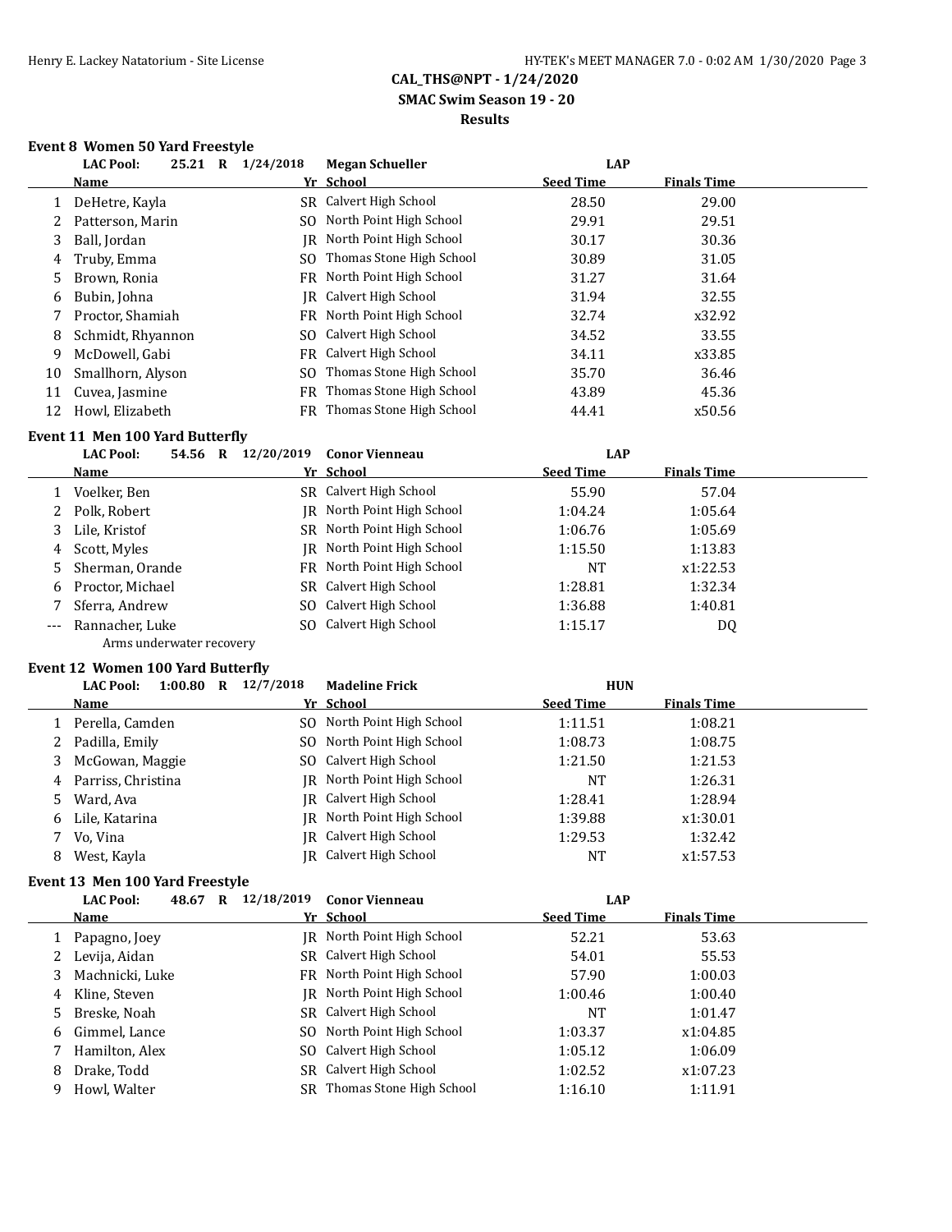**CAL_THS@NPT - 1/24/2020**
**SMAC Swim Season 19 - 20**
**Results**

### Event 8 Women 50 Yard Freestyle

LAC Pool: 25.21 R 1/24/2018 Megan Schueller LAP

| | Name | Yr | School | Seed Time | Finals Time |
|---|---|---|---|---|---|
| 1 | DeHetre, Kayla | SR | Calvert High School | 28.50 | 29.00 |
| 2 | Patterson, Marin | SO | North Point High School | 29.91 | 29.51 |
| 3 | Ball, Jordan | JR | North Point High School | 30.17 | 30.36 |
| 4 | Truby, Emma | SO | Thomas Stone High School | 30.89 | 31.05 |
| 5 | Brown, Ronia | FR | North Point High School | 31.27 | 31.64 |
| 6 | Bubin, Johna | JR | Calvert High School | 31.94 | 32.55 |
| 7 | Proctor, Shamiah | FR | North Point High School | 32.74 | x32.92 |
| 8 | Schmidt, Rhyannon | SO | Calvert High School | 34.52 | 33.55 |
| 9 | McDowell, Gabi | FR | Calvert High School | 34.11 | x33.85 |
| 10 | Smallhorn, Alyson | SO | Thomas Stone High School | 35.70 | 36.46 |
| 11 | Cuvea, Jasmine | FR | Thomas Stone High School | 43.89 | 45.36 |
| 12 | Howl, Elizabeth | FR | Thomas Stone High School | 44.41 | x50.56 |

### Event 11 Men 100 Yard Butterfly

LAC Pool: 54.56 R 12/20/2019 Conor Vienneau LAP

| | Name | Yr | School | Seed Time | Finals Time |
|---|---|---|---|---|---|
| 1 | Voelker, Ben | SR | Calvert High School | 55.90 | 57.04 |
| 2 | Polk, Robert | JR | North Point High School | 1:04.24 | 1:05.64 |
| 3 | Lile, Kristof | SR | North Point High School | 1:06.76 | 1:05.69 |
| 4 | Scott, Myles | JR | North Point High School | 1:15.50 | 1:13.83 |
| 5 | Sherman, Orande | FR | North Point High School | NT | x1:22.53 |
| 6 | Proctor, Michael | SR | Calvert High School | 1:28.81 | 1:32.34 |
| 7 | Sferra, Andrew | SO | Calvert High School | 1:36.88 | 1:40.81 |
| --- | Rannacher, Luke | SO | Calvert High School | 1:15.17 | DQ |
| | Arms underwater recovery | | | | |

### Event 12 Women 100 Yard Butterfly

LAC Pool: 1:00.80 R 12/7/2018 Madeline Frick HUN

| | Name | Yr | School | Seed Time | Finals Time |
|---|---|---|---|---|---|
| 1 | Perella, Camden | SO | North Point High School | 1:11.51 | 1:08.21 |
| 2 | Padilla, Emily | SO | North Point High School | 1:08.73 | 1:08.75 |
| 3 | McGowan, Maggie | SO | Calvert High School | 1:21.50 | 1:21.53 |
| 4 | Parriss, Christina | JR | North Point High School | NT | 1:26.31 |
| 5 | Ward, Ava | JR | Calvert High School | 1:28.41 | 1:28.94 |
| 6 | Lile, Katarina | JR | North Point High School | 1:39.88 | x1:30.01 |
| 7 | Vo, Vina | JR | Calvert High School | 1:29.53 | 1:32.42 |
| 8 | West, Kayla | JR | Calvert High School | NT | x1:57.53 |

### Event 13 Men 100 Yard Freestyle

LAC Pool: 48.67 R 12/18/2019 Conor Vienneau LAP

| | Name | Yr | School | Seed Time | Finals Time |
|---|---|---|---|---|---|
| 1 | Papagno, Joey | JR | North Point High School | 52.21 | 53.63 |
| 2 | Levija, Aidan | SR | Calvert High School | 54.01 | 55.53 |
| 3 | Machnicki, Luke | FR | North Point High School | 57.90 | 1:00.03 |
| 4 | Kline, Steven | JR | North Point High School | 1:00.46 | 1:00.40 |
| 5 | Breske, Noah | SR | Calvert High School | NT | 1:01.47 |
| 6 | Gimmel, Lance | SO | North Point High School | 1:03.37 | x1:04.85 |
| 7 | Hamilton, Alex | SO | Calvert High School | 1:05.12 | 1:06.09 |
| 8 | Drake, Todd | SR | Calvert High School | 1:02.52 | x1:07.23 |
| 9 | Howl, Walter | SR | Thomas Stone High School | 1:16.10 | 1:11.91 |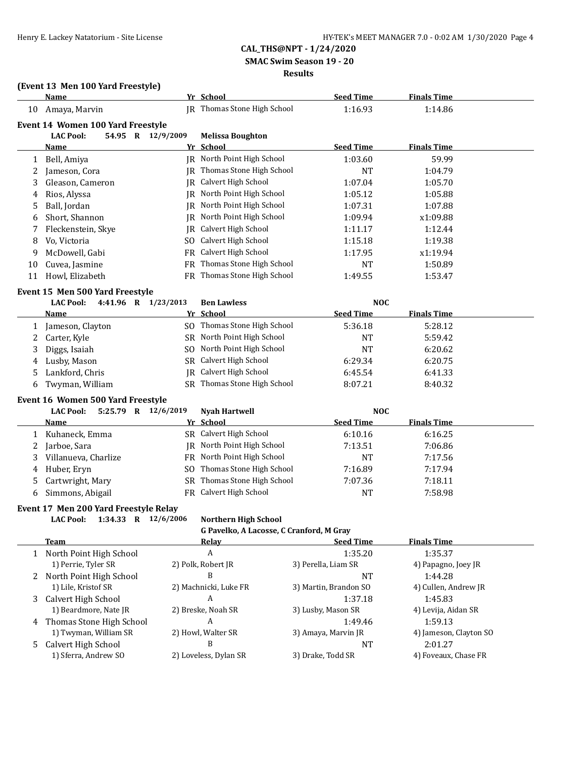## CAL_THS@NPT - 1/24/2020

## SMAC Swim Season 19 - 20

## Results

### (Event 13 Men 100 Yard Freestyle)

| | Name | Yr | School | Seed Time | Finals Time |
|---|---|---|---|---|---|
| 10 | Amaya, Marvin | JR | Thomas Stone High School | 1:16.93 | 1:14.86 |

### Event 14 Women 100 Yard Freestyle

**LAC Pool: 54.95 R 12/9/2009 Melissa Boughton**

| | Name | Yr | School | Seed Time | Finals Time |
|---|---|---|---|---|---|
| 1 | Bell, Amiya | JR | North Point High School | 1:03.60 | 59.99 |
| 2 | Jameson, Cora | JR | Thomas Stone High School | NT | 1:04.79 |
| 3 | Gleason, Cameron | JR | Calvert High School | 1:07.04 | 1:05.70 |
| 4 | Rios, Alyssa | JR | North Point High School | 1:05.12 | 1:05.88 |
| 5 | Ball, Jordan | JR | North Point High School | 1:07.31 | 1:07.88 |
| 6 | Short, Shannon | JR | North Point High School | 1:09.94 | x1:09.88 |
| 7 | Fleckenstein, Skye | JR | Calvert High School | 1:11.17 | 1:12.44 |
| 8 | Vo, Victoria | SO | Calvert High School | 1:15.18 | 1:19.38 |
| 9 | McDowell, Gabi | FR | Calvert High School | 1:17.95 | x1:19.94 |
| 10 | Cuvea, Jasmine | FR | Thomas Stone High School | NT | 1:50.89 |
| 11 | Howl, Elizabeth | FR | Thomas Stone High School | 1:49.55 | 1:53.47 |

### Event 15 Men 500 Yard Freestyle

**LAC Pool: 4:41.96 R 1/23/2013 Ben Lawless NOC**

| | Name | Yr | School | Seed Time | Finals Time |
|---|---|---|---|---|---|
| 1 | Jameson, Clayton | SO | Thomas Stone High School | 5:36.18 | 5:28.12 |
| 2 | Carter, Kyle | SR | North Point High School | NT | 5:59.42 |
| 3 | Diggs, Isaiah | SO | North Point High School | NT | 6:20.62 |
| 4 | Lusby, Mason | SR | Calvert High School | 6:29.34 | 6:20.75 |
| 5 | Lankford, Chris | JR | Calvert High School | 6:45.54 | 6:41.33 |
| 6 | Twyman, William | SR | Thomas Stone High School | 8:07.21 | 8:40.32 |

### Event 16 Women 500 Yard Freestyle

**LAC Pool: 5:25.79 R 12/6/2019 Nyah Hartwell NOC**

| | Name | Yr | School | Seed Time | Finals Time |
|---|---|---|---|---|---|
| 1 | Kuhaneck, Emma | SR | Calvert High School | 6:10.16 | 6:16.25 |
| 2 | Jarboe, Sara | JR | North Point High School | 7:13.51 | 7:06.86 |
| 3 | Villanueva, Charlize | FR | North Point High School | NT | 7:17.56 |
| 4 | Huber, Eryn | SO | Thomas Stone High School | 7:16.89 | 7:17.94 |
| 5 | Cartwright, Mary | SR | Thomas Stone High School | 7:07.36 | 7:18.11 |
| 6 | Simmons, Abigail | FR | Calvert High School | NT | 7:58.98 |

### Event 17 Men 200 Yard Freestyle Relay

**LAC Pool: 1:34.33 R 12/6/2006 Northern High School**
**G Pavelko, A Lacosse, C Cranford, M Gray**

| | Team | Relay | Seed Time | Finals Time |
|---|---|---|---|---|
| 1 | North Point High School | A | 1:35.20 | 1:35.37 |
| | 1) Perrie, Tyler SR | 2) Polk, Robert JR | 3) Perella, Liam SR | 4) Papagno, Joey JR |
| 2 | North Point High School | B | NT | 1:44.28 |
| | 1) Lile, Kristof SR | 2) Machnicki, Luke FR | 3) Martin, Brandon SO | 4) Cullen, Andrew JR |
| 3 | Calvert High School | A | 1:37.18 | 1:45.83 |
| | 1) Beardmore, Nate JR | 2) Breske, Noah SR | 3) Lusby, Mason SR | 4) Levija, Aidan SR |
| 4 | Thomas Stone High School | A | 1:49.46 | 1:59.13 |
| | 1) Twyman, William SR | 2) Howl, Walter SR | 3) Amaya, Marvin JR | 4) Jameson, Clayton SO |
| 5 | Calvert High School | B | NT | 2:01.27 |
| | 1) Sferra, Andrew SO | 2) Loveless, Dylan SR | 3) Drake, Todd SR | 4) Foveaux, Chase FR |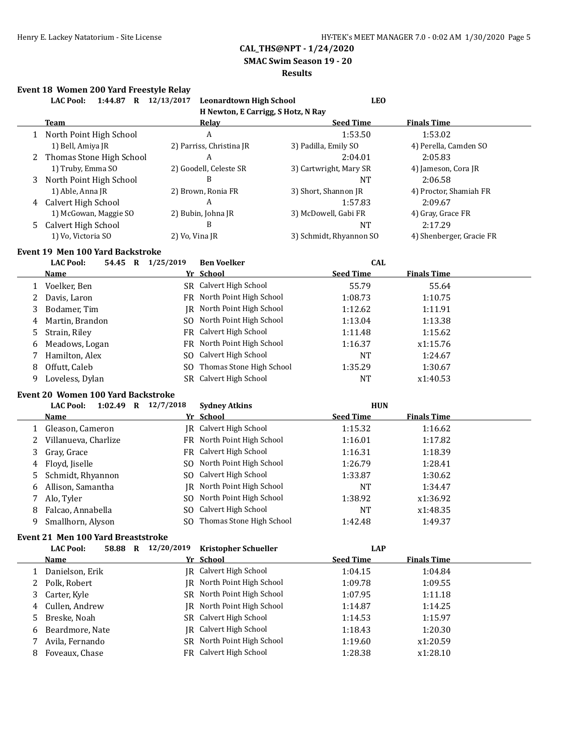**CAL_THS@NPT - 1/24/2020**
**SMAC Swim Season 19 - 20**
**Results**

### Event 18 Women 200 Yard Freestyle Relay

**LAC Pool: 1:44.87 R 12/13/2017 Leonardtown High School LEO**
**H Newton, E Carrigg, S Hotz, N Ray**

| | Team | Relay | Seed Time | Finals Time |
|---|---|---|---|---|
| 1 | North Point High School | A | 1:53.50 | 1:53.02 |
| | 1) Bell, Amiya JR | 2) Parriss, Christina JR | 3) Padilla, Emily SO | 4) Perella, Camden SO |
| 2 | Thomas Stone High School | A | 2:04.01 | 2:05.83 |
| | 1) Truby, Emma SO | 2) Goodell, Celeste SR | 3) Cartwright, Mary SR | 4) Jameson, Cora JR |
| 3 | North Point High School | B | NT | 2:06.58 |
| | 1) Able, Anna JR | 2) Brown, Ronia FR | 3) Short, Shannon JR | 4) Proctor, Shamiah FR |
| 4 | Calvert High School | A | 1:57.83 | 2:09.67 |
| | 1) McGowan, Maggie SO | 2) Bubin, Johna JR | 3) McDowell, Gabi FR | 4) Gray, Grace FR |
| 5 | Calvert High School | B | NT | 2:17.29 |
| | 1) Vo, Victoria SO | 2) Vo, Vina JR | 3) Schmidt, Rhyannon SO | 4) Shenberger, Gracie FR |

### Event 19 Men 100 Yard Backstroke

**LAC Pool: 54.45 R 1/25/2019 Ben Voelker CAL**

| | Name | Yr | School | Seed Time | Finals Time |
|---|---|---|---|---|---|
| 1 | Voelker, Ben | SR | Calvert High School | 55.79 | 55.64 |
| 2 | Davis, Laron | FR | North Point High School | 1:08.73 | 1:10.75 |
| 3 | Bodamer, Tim | JR | North Point High School | 1:12.62 | 1:11.91 |
| 4 | Martin, Brandon | SO | North Point High School | 1:13.04 | 1:13.38 |
| 5 | Strain, Riley | FR | Calvert High School | 1:11.48 | 1:15.62 |
| 6 | Meadows, Logan | FR | North Point High School | 1:16.37 | x1:15.76 |
| 7 | Hamilton, Alex | SO | Calvert High School | NT | 1:24.67 |
| 8 | Offutt, Caleb | SO | Thomas Stone High School | 1:35.29 | 1:30.67 |
| 9 | Loveless, Dylan | SR | Calvert High School | NT | x1:40.53 |

### Event 20 Women 100 Yard Backstroke

**LAC Pool: 1:02.49 R 12/7/2018 Sydney Atkins HUN**

| | Name | Yr | School | Seed Time | Finals Time |
|---|---|---|---|---|---|
| 1 | Gleason, Cameron | JR | Calvert High School | 1:15.32 | 1:16.62 |
| 2 | Villanueva, Charlize | FR | North Point High School | 1:16.01 | 1:17.82 |
| 3 | Gray, Grace | FR | Calvert High School | 1:16.31 | 1:18.39 |
| 4 | Floyd, Jiselle | SO | North Point High School | 1:26.79 | 1:28.41 |
| 5 | Schmidt, Rhyannon | SO | Calvert High School | 1:33.87 | 1:30.62 |
| 6 | Allison, Samantha | JR | North Point High School | NT | 1:34.47 |
| 7 | Alo, Tyler | SO | North Point High School | 1:38.92 | x1:36.92 |
| 8 | Falcao, Annabella | SO | Calvert High School | NT | x1:48.35 |
| 9 | Smallhorn, Alyson | SO | Thomas Stone High School | 1:42.48 | 1:49.37 |

### Event 21 Men 100 Yard Breaststroke

**LAC Pool: 58.88 R 12/20/2019 Kristopher Schueller LAP**

| | Name | Yr | School | Seed Time | Finals Time |
|---|---|---|---|---|---|
| 1 | Danielson, Erik | JR | Calvert High School | 1:04.15 | 1:04.84 |
| 2 | Polk, Robert | JR | North Point High School | 1:09.78 | 1:09.55 |
| 3 | Carter, Kyle | SR | North Point High School | 1:07.95 | 1:11.18 |
| 4 | Cullen, Andrew | JR | North Point High School | 1:14.87 | 1:14.25 |
| 5 | Breske, Noah | SR | Calvert High School | 1:14.53 | 1:15.97 |
| 6 | Beardmore, Nate | JR | Calvert High School | 1:18.43 | 1:20.30 |
| 7 | Avila, Fernando | SR | North Point High School | 1:19.60 | x1:20.59 |
| 8 | Foveaux, Chase | FR | Calvert High School | 1:28.38 | x1:28.10 |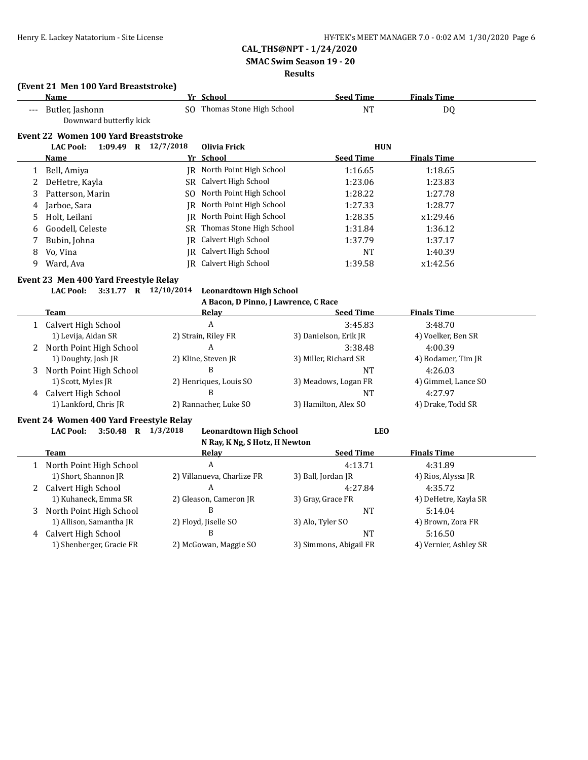**CAL_THS@NPT - 1/24/2020**

**SMAC Swim Season 19 - 20**

**Results**

### (Event 21 Men 100 Yard Breaststroke)

| | Name | Yr | School | Seed Time | Finals Time |
|---|---|---|---|---|---|
| --- | Butler, Jashonn | SO | Thomas Stone High School | NT | DQ |
| | Downward butterfly kick | | | | |

### Event 22 Women 100 Yard Breaststroke

**LAC Pool: 1:09.49 R 12/7/2018 Olivia Frick HUN**

| | Name | Yr | School | Seed Time | Finals Time |
|---|---|---|---|---|---|
| 1 | Bell, Amiya | JR | North Point High School | 1:16.65 | 1:18.65 |
| 2 | DeHetre, Kayla | SR | Calvert High School | 1:23.06 | 1:23.83 |
| 3 | Patterson, Marin | SO | North Point High School | 1:28.22 | 1:27.78 |
| 4 | Jarboe, Sara | JR | North Point High School | 1:27.33 | 1:28.77 |
| 5 | Holt, Leilani | JR | North Point High School | 1:28.35 | x1:29.46 |
| 6 | Goodell, Celeste | SR | Thomas Stone High School | 1:31.84 | 1:36.12 |
| 7 | Bubin, Johna | JR | Calvert High School | 1:37.79 | 1:37.17 |
| 8 | Vo, Vina | JR | Calvert High School | NT | 1:40.39 |
| 9 | Ward, Ava | JR | Calvert High School | 1:39.58 | x1:42.56 |

### Event 23 Men 400 Yard Freestyle Relay

**LAC Pool: 3:31.77 R 12/10/2014 Leonardtown High School**
**A Bacon, D Pinno, J Lawrence, C Race**

| | Team | Relay | Seed Time | Finals Time |
|---|---|---|---|---|
| 1 | Calvert High School | A | 3:45.83 | 3:48.70 |
| | 1) Levija, Aidan SR | 2) Strain, Riley FR | 3) Danielson, Erik JR | 4) Voelker, Ben SR |
| 2 | North Point High School | A | 3:38.48 | 4:00.39 |
| | 1) Doughty, Josh JR | 2) Kline, Steven JR | 3) Miller, Richard SR | 4) Bodamer, Tim JR |
| 3 | North Point High School | B | NT | 4:26.03 |
| | 1) Scott, Myles JR | 2) Henriques, Louis SO | 3) Meadows, Logan FR | 4) Gimmel, Lance SO |
| 4 | Calvert High School | B | NT | 4:27.97 |
| | 1) Lankford, Chris JR | 2) Rannacher, Luke SO | 3) Hamilton, Alex SO | 4) Drake, Todd SR |

### Event 24 Women 400 Yard Freestyle Relay

**LAC Pool: 3:50.48 R 1/3/2018 Leonardtown High School LEO**
**N Ray, K Ng, S Hotz, H Newton**

| | Team | Relay | Seed Time | Finals Time |
|---|---|---|---|---|
| 1 | North Point High School | A | 4:13.71 | 4:31.89 |
| | 1) Short, Shannon JR | 2) Villanueva, Charlize FR | 3) Ball, Jordan JR | 4) Rios, Alyssa JR |
| 2 | Calvert High School | A | 4:27.84 | 4:35.72 |
| | 1) Kuhaneck, Emma SR | 2) Gleason, Cameron JR | 3) Gray, Grace FR | 4) DeHetre, Kayla SR |
| 3 | North Point High School | B | NT | 5:14.04 |
| | 1) Allison, Samantha JR | 2) Floyd, Jiselle SO | 3) Alo, Tyler SO | 4) Brown, Zora FR |
| 4 | Calvert High School | B | NT | 5:16.50 |
| | 1) Shenberger, Gracie FR | 2) McGowan, Maggie SO | 3) Simmons, Abigail FR | 4) Vernier, Ashley SR |